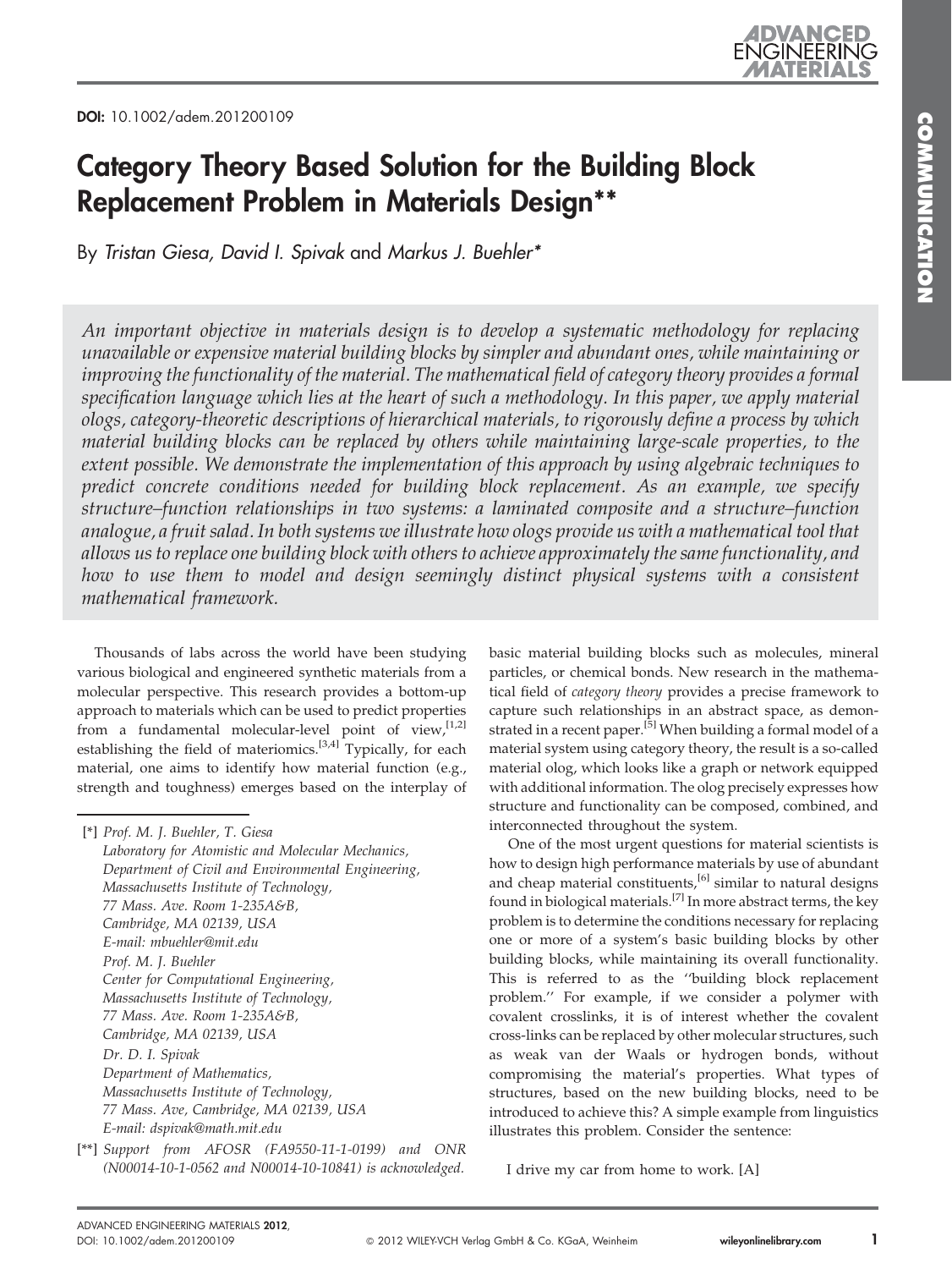**DOI:** 10.1002/adem.201200109

# Category Theory Based Solution for the Building Block Replacement Problem in Materials Design**

By *Tristan Giesa, David I. Spivak* and *Markus J. Buehler**

*An important objective in materials design is to develop a systematic methodology for replacing unavailable or expensive material building blocks by simpler and abundant ones, while maintaining or improving the functionality of the material. The mathematical field of category theory provides a formal specification language which lies at the heart of such a methodology. In this paper, we apply material ologs, category-theoretic descriptions of hierarchical materials, to rigorously define a process by which material building blocks can be replaced by others while maintaining large-scale properties, to the extent possible. We demonstrate the implementation of this approach by using algebraic techniques to predict concrete conditions needed for building block replacement. As an example, we specify structure–function relationships in two systems: a laminated composite and a structure–function analogue, a fruit salad. In both systems we illustrate how ologs provide us with a mathematical tool that allows us to replace one building block with others to achieve approximately the same functionality, and how to use them to model and design seemingly distinct physical systems with a consistent mathematical framework.*

Thousands of labs across the world have been studying various biological and engineered synthetic materials from a molecular perspective. This research provides a bottom-up approach to materials which can be used to predict properties from a fundamental molecular-level point of view,[1,2] establishing the field of materiomics.[3,4] Typically, for each material, one aims to identify how material function (e.g., strength and toughness) emerges based on the interplay of basic material building blocks such as molecules, mineral particles, or chemical bonds. New research in the mathematical field of *category theory* provides a precise framework to capture such relationships in an abstract space, as demonstrated in a recent paper.[5] When building a formal model of a material system using category theory, the result is a so-called material olog, which looks like a graph or network equipped with additional information. The olog precisely expresses how structure and functionality can be composed, combined, and interconnected throughout the system.

One of the most urgent questions for material scientists is how to design high performance materials by use of abundant and cheap material constituents,[6] similar to natural designs found in biological materials.[7] In more abstract terms, the key problem is to determine the conditions necessary for replacing one or more of a system's basic building blocks by other building blocks, while maintaining its overall functionality. This is referred to as the ''building block replacement problem.'' For example, if we consider a polymer with covalent crosslinks, it is of interest whether the covalent cross-links can be replaced by other molecular structures, such as weak van der Waals or hydrogen bonds, without compromising the material's properties. What types of structures, based on the new building blocks, need to be introduced to achieve this? A simple example from linguistics illustrates this problem. Consider the sentence:

I drive my car from home to work. [A]

---

[*] Prof. M. J. Buehler, T. Giesa
Laboratory for Atomistic and Molecular Mechanics,
Department of Civil and Environmental Engineering,
Massachusetts Institute of Technology,
77 Mass. Ave. Room 1-235A&B,
Cambridge, MA 02139, USA
E-mail: mbuehler@mit.edu
Prof. M. J. Buehler
Center for Computational Engineering,
Massachusetts Institute of Technology,
77 Mass. Ave. Room 1-235A&B,
Cambridge, MA 02139, USA
Dr. D. I. Spivak
Department of Mathematics,
Massachusetts Institute of Technology,
77 Mass. Ave, Cambridge, MA 02139, USA
E-mail: dspivak@math.mit.edu

[**] Support from AFOSR (FA9550-11-1-0199) and ONR (N00014-10-1-0562 and N00014-10-10841) is acknowledged.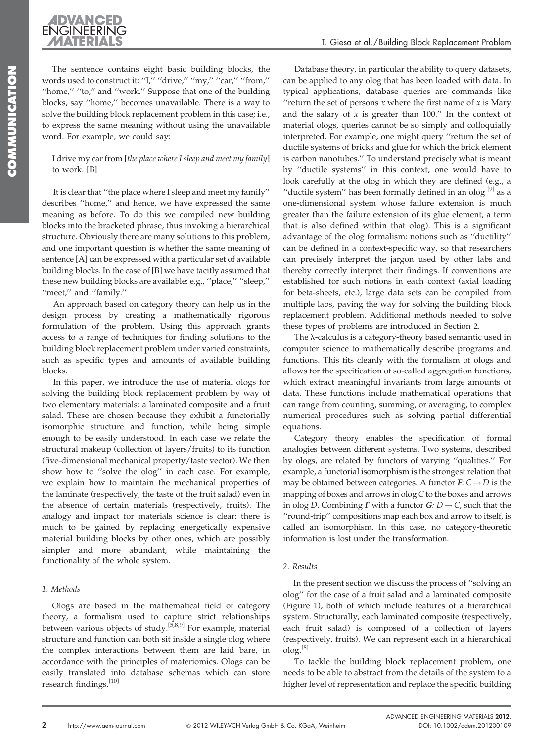The sentence contains eight basic building blocks, the words used to construct it: ''I,'' ''drive,'' ''my,'' ''car,'' ''from,'' ''home,'' ''to,'' and ''work.'' Suppose that one of the building blocks, say ''home,'' becomes unavailable. There is a way to solve the building block replacement problem in this case; i.e., to express the same meaning without using the unavailable word. For example, we could say:

I drive my car from [*the place where I sleep and meet my family*] to work. [B]

It is clear that ''the place where I sleep and meet my family'' describes ''home,'' and hence, we have expressed the same meaning as before. To do this we compiled new building blocks into the bracketed phrase, thus invoking a hierarchical structure. Obviously there are many solutions to this problem, and one important question is whether the same meaning of sentence [A] can be expressed with a particular set of available building blocks. In the case of [B] we have tacitly assumed that these new building blocks are available: e.g., ''place,'' ''sleep,'' ''meet,'' and ''family.''

An approach based on category theory can help us in the design process by creating a mathematically rigorous formulation of the problem. Using this approach grants access to a range of techniques for finding solutions to the building block replacement problem under varied constraints, such as specific types and amounts of available building blocks.

In this paper, we introduce the use of material ologs for solving the building block replacement problem by way of two elementary materials: a laminated composite and a fruit salad. These are chosen because they exhibit a functorially isomorphic structure and function, while being simple enough to be easily understood. In each case we relate the structural makeup (collection of layers/fruits) to its function (five-dimensional mechanical property/taste vector). We then show how to ''solve the olog'' in each case. For example, we explain how to maintain the mechanical properties of the laminate (respectively, the taste of the fruit salad) even in the absence of certain materials (respectively, fruits). The analogy and impact for materials science is clear: there is much to be gained by replacing energetically expensive material building blocks by other ones, which are possibly simpler and more abundant, while maintaining the functionality of the whole system.

## 1. Methods

Ologs are based in the mathematical field of category theory, a formalism used to capture strict relationships between various objects of study.[5,8,9] For example, material structure and function can both sit inside a single olog where the complex interactions between them are laid bare, in accordance with the principles of materiomics. Ologs can be easily translated into database schemas which can store research findings.[10]

Database theory, in particular the ability to query datasets, can be applied to any olog that has been loaded with data. In typical applications, database queries are commands like ''return the set of persons $x$ where the first name of $x$ is Mary and the salary of $x$ is greater than 100.'' In the context of material ologs, queries cannot be so simply and colloquially interpreted. For example, one might query ''return the set of ductile systems of bricks and glue for which the brick element is carbon nanotubes.'' To understand precisely what is meant by ''ductile systems'' in this context, one would have to look carefully at the olog in which they are defined (e.g., a ''ductile system'' has been formally defined in an olog [9] as a one-dimensional system whose failure extension is much greater than the failure extension of its glue element, a term that is also defined within that olog). This is a significant advantage of the olog formalism: notions such as ''ductility'' can be defined in a context-specific way, so that researchers can precisely interpret the jargon used by other labs and thereby correctly interpret their findings. If conventions are established for such notions in each context (axial loading for beta-sheets, etc.), large data sets can be compiled from multiple labs, paving the way for solving the building block replacement problem. Additional methods needed to solve these types of problems are introduced in Section 2.

The λ-calculus is a category-theory based semantic used in computer science to mathematically describe programs and functions. This fits cleanly with the formalism of ologs and allows for the specification of so-called aggregation functions, which extract meaningful invariants from large amounts of data. These functions include mathematical operations that can range from counting, summing, or averaging, to complex numerical procedures such as solving partial differential equations.

Category theory enables the specification of formal analogies between different systems. Two systems, described by ologs, are related by functors of varying ''qualities.'' For example, a functorial isomorphism is the strongest relation that may be obtained between categories. A functor $\boldsymbol{F}: C \rightarrow D$ is the mapping of boxes and arrows in olog $C$ to the boxes and arrows in olog $D$. Combining $\boldsymbol{F}$ with a functor $\boldsymbol{G}: D \rightarrow C$, such that the ''round-trip'' compositions map each box and arrow to itself, is called an isomorphism. In this case, no category-theoretic information is lost under the transformation.

## 2. Results

In the present section we discuss the process of ''solving an olog'' for the case of a fruit salad and a laminated composite (Figure 1), both of which include features of a hierarchical system. Structurally, each laminated composite (respectively, each fruit salad) is composed of a collection of layers (respectively, fruits). We can represent each in a hierarchical olog.[8]

To tackle the building block replacement problem, one needs to be able to abstract from the details of the system to a higher level of representation and replace the specific building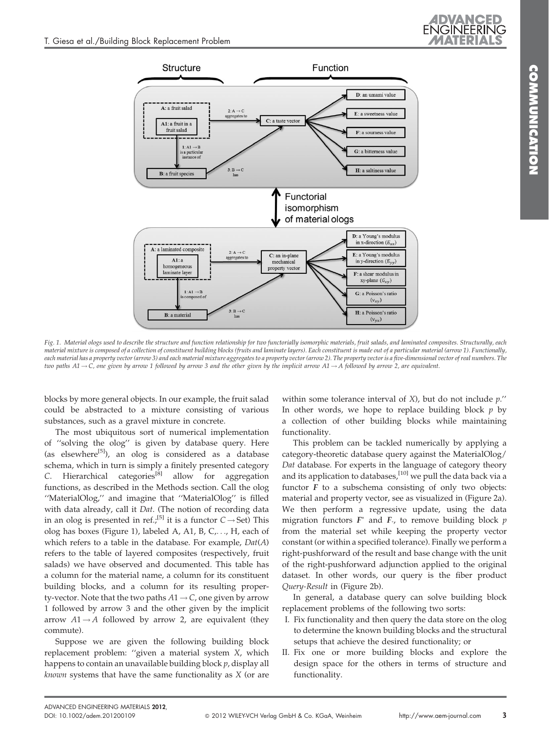Fig. 1. Material ologs used to describe the structure and function relationship for two functorially isomorphic materials, fruit salads, and laminated composites. Structurally, each material mixture is composed of a collection of constituent building blocks (fruits and laminate layers). Each constituent is made out of a particular material (arrow 1). Functionally, each material has a property vector (arrow 3) and each material mixture aggregates to a property vector (arrow 2). The property vector is a five-dimensional vector of real numbers. The two paths $A1 \rightarrow C$, one given by arrow 1 followed by arrow 3 and the other given by the implicit arrow $A1 \rightarrow A$ followed by arrow 2, are equivalent.

blocks by more general objects. In our example, the fruit salad could be abstracted to a mixture consisting of various substances, such as a gravel mixture in concrete.

The most ubiquitous sort of numerical implementation of ''solving the olog'' is given by database query. Here (as elsewhere[5]), an olog is considered as a database schema, which in turn is simply a finitely presented category $C$. Hierarchical categories[8] allow for aggregation functions, as described in the Methods section. Call the olog ''MaterialOlog,'' and imagine that ''MaterialOlog'' is filled with data already, call it *Dat*. (The notion of recording data in an olog is presented in ref.;[5] it is a functor $C \rightarrow \text{Set}$) This olog has boxes (Figure 1), labeled A, A1, B, C,..., H, each of which refers to a table in the database. For example, *Dat*(*A*) refers to the table of layered composites (respectively, fruit salads) we have observed and documented. This table has a column for the material name, a column for its constituent building blocks, and a column for its resulting property-vector. Note that the two paths $A1 \rightarrow C$, one given by arrow 1 followed by arrow 3 and the other given by the implicit arrow $A1 \rightarrow A$ followed by arrow 2, are equivalent (they commute).

Suppose we are given the following building block replacement problem: ''given a material system $X$, which happens to contain an unavailable building block $p$, display all *known* systems that have the same functionality as $X$ (or are within some tolerance interval of $X$), but do not include $p$.'' In other words, we hope to replace building block $p$ by a collection of other building blocks while maintaining functionality.

This problem can be tackled numerically by applying a category-theoretic database query against the MaterialOlog/*Dat* database. For experts in the language of category theory and its application to databases,[10] we pull the data back via a functor $\boldsymbol{F}$ to a subschema consisting of only two objects: material and property vector, see as visualized in (Figure 2a). We then perform a regressive update, using the data migration functors $\boldsymbol{F}^{*}$ and $\boldsymbol{F}_{*}$, to remove building block $p$ from the material set while keeping the property vector constant (or within a specified tolerance). Finally we perform a right-pushforward of the result and base change with the unit of the right-pushforward adjunction applied to the original dataset. In other words, our query is the fiber product *Query-Result* in (Figure 2b).

In general, a database query can solve building block replacement problems of the following two sorts:

I. Fix functionality and then query the data store on the olog to determine the known building blocks and the structural setups that achieve the desired functionality; or
II. Fix one or more building blocks and explore the design space for the others in terms of structure and functionality.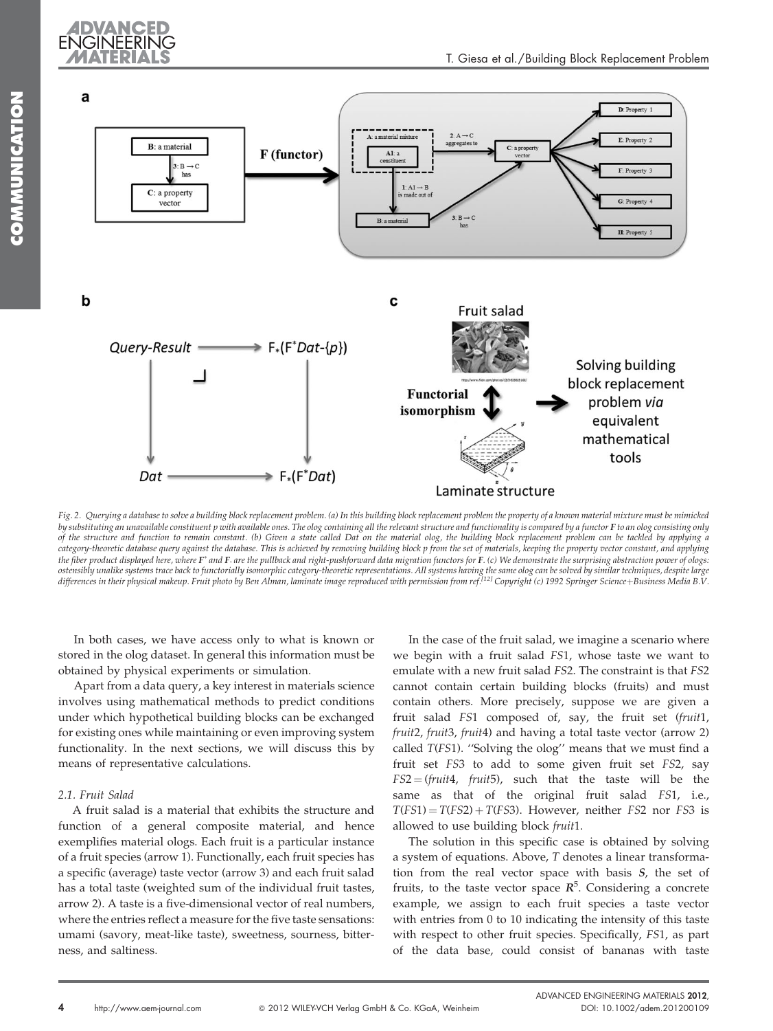Fig. 2. Querying a database to solve a building block replacement problem. (a) In this building block replacement problem the property of a known material mixture must be mimicked by substituting an unavailable constituent p with available ones. The olog containing all the relevant structure and functionality is compared by a functor **F** to an olog consisting only of the structure and function to remain constant. (b) Given a state called Dat on the material olog, the building block replacement problem can be tackled by applying a category-theoretic database query against the database. This is achieved by removing building block p from the set of materials, keeping the property vector constant, and applying the fiber product displayed here, where $F^*$ and $F_*$ are the pullback and right-pushforward data migration functors for **F**. (c) We demonstrate the surprising abstraction power of ologs: ostensibly unalike systems trace back to functorially isomorphic category-theoretic representations. All systems having the same olog can be solved by similar techniques, despite large differences in their physical makeup. Fruit photo by Ben Alman, laminate image reproduced with permission from ref.[12] Copyright (c) 1992 Springer Science+Business Media B.V.

In both cases, we have access only to what is known or stored in the olog dataset. In general this information must be obtained by physical experiments or simulation.

Apart from a data query, a key interest in materials science involves using mathematical methods to predict conditions under which hypothetical building blocks can be exchanged for existing ones while maintaining or even improving system functionality. In the next sections, we will discuss this by means of representative calculations.

### 2.1. Fruit Salad

A fruit salad is a material that exhibits the structure and function of a general composite material, and hence exemplifies material ologs. Each fruit is a particular instance of a fruit species (arrow 1). Functionally, each fruit species has a specific (average) taste vector (arrow 3) and each fruit salad has a total taste (weighted sum of the individual fruit tastes, arrow 2). A taste is a five-dimensional vector of real numbers, where the entries reflect a measure for the five taste sensations: umami (savory, meat-like taste), sweetness, sourness, bitterness, and saltiness.

In the case of the fruit salad, we imagine a scenario where we begin with a fruit salad *FS*1, whose taste we want to emulate with a new fruit salad *FS*2. The constraint is that *FS*2 cannot contain certain building blocks (fruits) and must contain others. More precisely, suppose we are given a fruit salad *FS*1 composed of, say, the fruit set (*fruit*1, *fruit*2, *fruit*3, *fruit*4) and having a total taste vector (arrow 2) called *T*(*FS*1). "Solving the olog" means that we must find a fruit set *FS*3 to add to some given fruit set *FS*2, say *FS*2 = (*fruit*4, *fruit*5), such that the taste will be the same as that of the original fruit salad *FS*1, i.e., $T(FS1) = T(FS2) + T(FS3)$. However, neither *FS*2 nor *FS*3 is allowed to use building block *fruit*1.

The solution in this specific case is obtained by solving a system of equations. Above, *T* denotes a linear transformation from the real vector space with basis ***S***, the set of fruits, to the taste vector space $\boldsymbol{R}^5$. Considering a concrete example, we assign to each fruit species a taste vector with entries from 0 to 10 indicating the intensity of this taste with respect to other fruit species. Specifically, *FS*1, as part of the data base, could consist of bananas with taste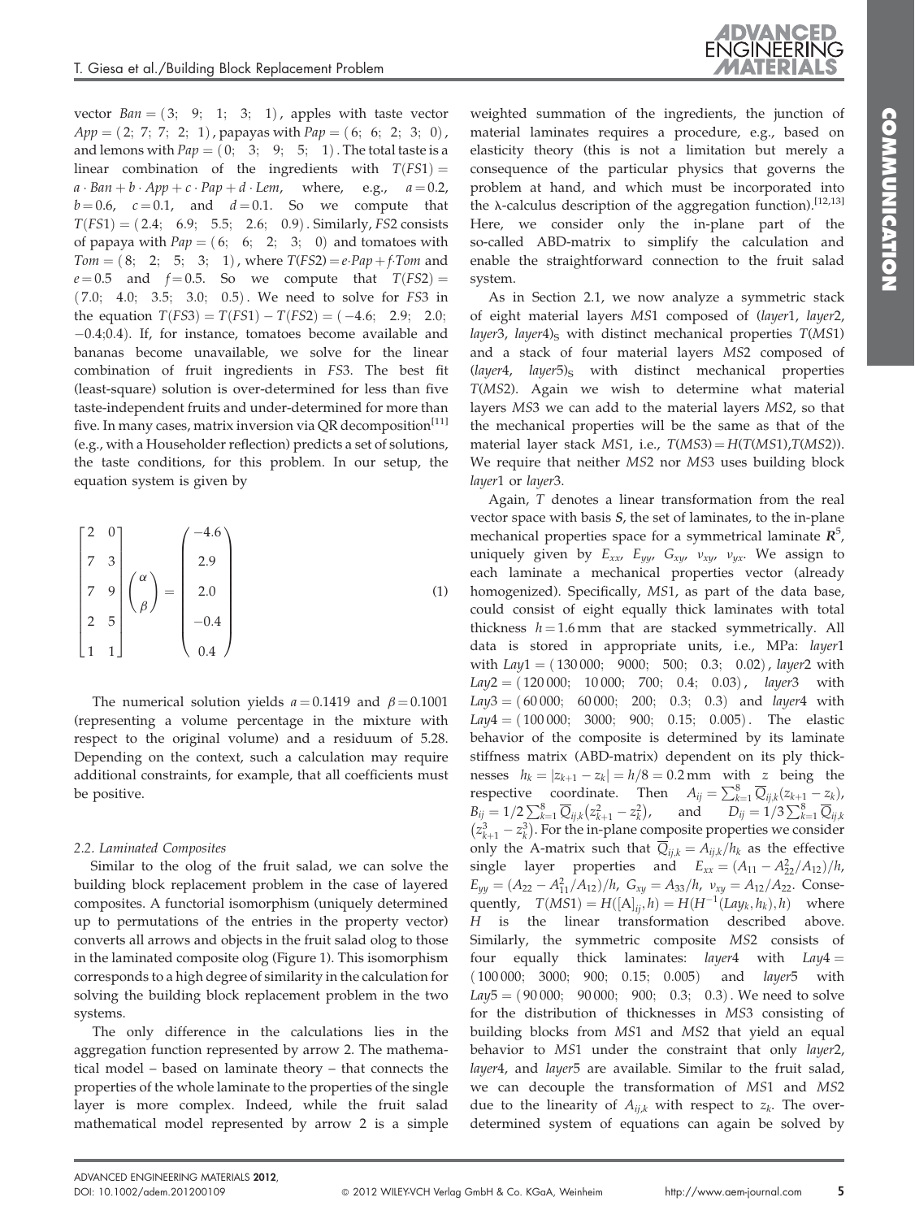vector $Ban = (3;\ 9;\ 1;\ 3;\ 1)$, apples with taste vector $App = (2;\ 7;\ 7;\ 2;\ 1)$, papayas with $Pap = (6;\ 6;\ 2;\ 3;\ 0)$, and lemons with $Pap = (0;\ 3;\ 9;\ 5;\ 1)$. The total taste is a linear combination of the ingredients with $T(FS1) = a \cdot Ban + b \cdot App + c \cdot Pap + d \cdot Lem$, where, e.g., $a = 0.2$, $b = 0.6$, $c = 0.1$, and $d = 0.1$. So we compute that $T(FS1) = (2.4;\ 6.9;\ 5.5;\ 2.6;\ 0.9)$. Similarly, $FS2$ consists of papaya with $Pap = (6;\ 6;\ 2;\ 3;\ 0)$ and tomatoes with $Tom = (8;\ 2;\ 5;\ 3;\ 1)$, where $T(FS2) = e \cdot Pap + f \cdot Tom$ and $e = 0.5$ and $f = 0.5$. So we compute that $T(FS2) = (7.0;\ 4.0;\ 3.5;\ 3.0;\ 0.5)$. We need to solve for $FS3$ in the equation $T(FS3) = T(FS1) - T(FS2) = (-4.6;\ 2.9;\ 2.0;\ -0.4;0.4)$. If, for instance, tomatoes become available and bananas become unavailable, we solve for the linear combination of fruit ingredients in $FS3$. The best fit (least-square) solution is over-determined for less than five taste-independent fruits and under-determined for more than five. In many cases, matrix inversion via QR decomposition[11] (e.g., with a Householder reflection) predicts a set of solutions, the taste conditions, for this problem. In our setup, the equation system is given by

$$\begin{bmatrix} 2 & 0 \\ 7 & 3 \\ 7 & 9 \\ 2 & 5 \\ 1 & 1 \end{bmatrix} \begin{pmatrix} \alpha \\ \beta \end{pmatrix} = \begin{pmatrix} -4.6 \\ 2.9 \\ 2.0 \\ -0.4 \\ 0.4 \end{pmatrix} \tag{1}$$

The numerical solution yields $a = 0.1419$ and $\beta = 0.1001$ (representing a volume percentage in the mixture with respect to the original volume) and a residuum of 5.28. Depending on the context, such a calculation may require additional constraints, for example, that all coefficients must be positive.

### 2.2. Laminated Composites

Similar to the olog of the fruit salad, we can solve the building block replacement problem in the case of layered composites. A functorial isomorphism (uniquely determined up to permutations of the entries in the property vector) converts all arrows and objects in the fruit salad olog to those in the laminated composite olog (Figure 1). This isomorphism corresponds to a high degree of similarity in the calculation for solving the building block replacement problem in the two systems.

The only difference in the calculations lies in the aggregation function represented by arrow 2. The mathematical model – based on laminate theory – that connects the properties of the whole laminate to the properties of the single layer is more complex. Indeed, while the fruit salad mathematical model represented by arrow 2 is a simple weighted summation of the ingredients, the junction of material laminates requires a procedure, e.g., based on elasticity theory (this is not a limitation but merely a consequence of the particular physics that governs the problem at hand, and which must be incorporated into the λ-calculus description of the aggregation function).[12,13] Here, we consider only the in-plane part of the so-called ABD-matrix to simplify the calculation and enable the straightforward connection to the fruit salad system.

As in Section 2.1, we now analyze a symmetric stack of eight material layers $MS1$ composed of $(layer1,\ layer2,\ layer3,\ layer4)_S$ with distinct mechanical properties $T(MS1)$ and a stack of four material layers $MS2$ composed of $(layer4,\ layer5)_S$ with distinct mechanical properties $T(MS2)$. Again we wish to determine what material layers $MS3$ we can add to the material layers $MS2$, so that the mechanical properties will be the same as that of the material layer stack $MS1$, i.e., $T(MS3) = H(T(MS1),T(MS2))$. We require that neither $MS2$ nor $MS3$ uses building block $layer1$ or $layer3$.

Again, $T$ denotes a linear transformation from the real vector space with basis $\boldsymbol{S}$, the set of laminates, to the in-plane mechanical properties space for a symmetrical laminate $\boldsymbol{R}^5$, uniquely given by $E_{xx}$, $E_{yy}$, $G_{xy}$, $\nu_{xy}$, $\nu_{yx}$. We assign to each laminate a mechanical properties vector (already homogenized). Specifically, $MS1$, as part of the data base, could consist of eight equally thick laminates with total thickness $h = 1.6$ mm that are stacked symmetrically. All data is stored in appropriate units, i.e., MPa: $layer1$ with $Lay1 = (130\,000;\ 9000;\ 500;\ 0.3;\ 0.02)$, $layer2$ with $Lay2 = (120\,000;\ 10\,000;\ 700;\ 0.4;\ 0.03)$, $layer3$ with $Lay3 = (60\,000;\ 60\,000;\ 200;\ 0.3;\ 0.3)$ and $layer4$ with $Lay4 = (100\,000;\ 3000;\ 900;\ 0.15;\ 0.005)$. The elastic behavior of the composite is determined by its laminate stiffness matrix (ABD-matrix) dependent on its ply thicknesses $h_k = |z_{k+1} - z_k| = h/8 = 0.2$ mm with $z$ being the respective coordinate. Then $A_{ij} = \sum_{k=1}^{8} \overline{Q}_{ij,k}(z_{k+1} - z_k)$, $B_{ij} = 1/2 \sum_{k=1}^{8} \overline{Q}_{ij,k}(z_{k+1}^2 - z_k^2)$, and $D_{ij} = 1/3 \sum_{k=1}^{8} \overline{Q}_{ij,k}(z_{k+1}^3 - z_k^3)$. For the in-plane composite properties we consider only the A-matrix such that $\overline{Q}_{ij,k} = A_{ij,k}/h_k$ as the effective single layer properties and $E_{xx} = (A_{11} - A_{22}^2/A_{12})/h$, $E_{yy} = (A_{22} - A_{11}^2/A_{12})/h$, $G_{xy} = A_{33}/h$, $\nu_{xy} = A_{12}/A_{22}$. Consequently, $T(MS1) = H([A]_{ij}, h) = H(H^{-1}(Lay_k, h_k), h)$ where $H$ is the linear transformation described above. Similarly, the symmetric composite $MS2$ consists of four equally thick laminates: $layer4$ with $Lay4 = (100\,000;\ 3000;\ 900;\ 0.15;\ 0.005)$ and $layer5$ with $Lay5 = (90\,000;\ 90\,000;\ 900;\ 0.3;\ 0.3)$. We need to solve for the distribution of thicknesses in $MS3$ consisting of building blocks from $MS1$ and $MS2$ that yield an equal behavior to $MS1$ under the constraint that only $layer2$, $layer4$, and $layer5$ are available. Similar to the fruit salad, we can decouple the transformation of $MS1$ and $MS2$ due to the linearity of $A_{ij,k}$ with respect to $z_k$. The over-determined system of equations can again be solved by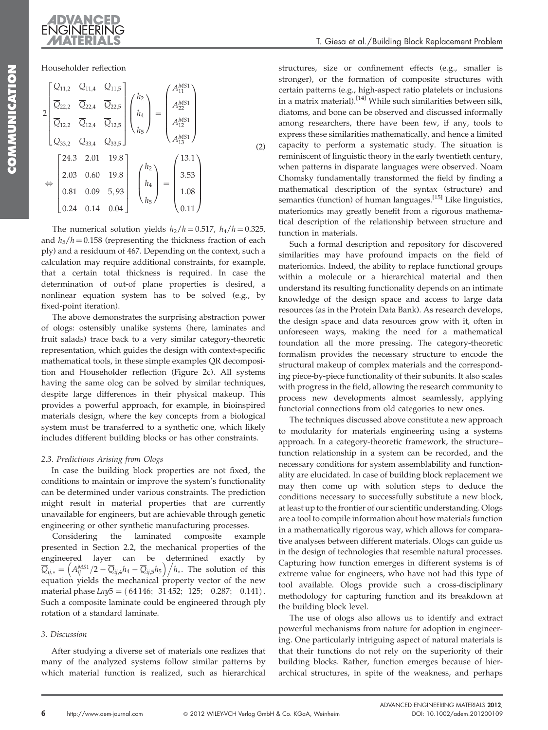Householder reflection

$$2\begin{bmatrix} \overline{Q}_{11,2} & \overline{Q}_{11,4} & \overline{Q}_{11,5} \\ \overline{Q}_{22,2} & \overline{Q}_{22,4} & \overline{Q}_{22,5} \\ \overline{Q}_{12,2} & \overline{Q}_{12,4} & \overline{Q}_{12,5} \\ \overline{Q}_{33,2} & \overline{Q}_{33,4} & \overline{Q}_{33,5} \end{bmatrix} \begin{pmatrix} h_2 \\ h_4 \\ h_5 \end{pmatrix} = \begin{pmatrix} A_{11}^{MS1} \\ A_{22}^{MS1} \\ A_{12}^{MS1} \\ A_{13}^{MS1} \end{pmatrix}$$
$$\Leftrightarrow \begin{bmatrix} 24.3 & 2.01 & 19.8 \\ 2.03 & 0.60 & 19.8 \\ 0.81 & 0.09 & 5,93 \\ 0.24 & 0.14 & 0.04 \end{bmatrix} \begin{pmatrix} h_2 \\ h_4 \\ h_5 \end{pmatrix} = \begin{pmatrix} 13.1 \\ 3.53 \\ 1.08 \\ 0.11 \end{pmatrix} \tag{2}$$

The numerical solution yields $h_2/h = 0.517$, $h_4/h = 0.325$, and $h_5/h = 0.158$ (representing the thickness fraction of each ply) and a residuum of 467. Depending on the context, such a calculation may require additional constraints, for example, that a certain total thickness is required. In case the determination of out-of plane properties is desired, a nonlinear equation system has to be solved (e.g., by fixed-point iteration).

The above demonstrates the surprising abstraction power of ologs: ostensibly unalike systems (here, laminates and fruit salads) trace back to a very similar category-theoretic representation, which guides the design with context-specific mathematical tools, in these simple examples QR decomposition and Householder reflection (Figure 2c). All systems having the same olog can be solved by similar techniques, despite large differences in their physical makeup. This provides a powerful approach, for example, in bioinspired materials design, where the key concepts from a biological system must be transferred to a synthetic one, which likely includes different building blocks or has other constraints.

### 2.3. Predictions Arising from Ologs

In case the building block properties are not fixed, the conditions to maintain or improve the system's functionality can be determined under various constraints. The prediction might result in material properties that are currently unavailable for engineers, but are achievable through genetic engineering or other synthetic manufacturing processes.

Considering the laminated composite example presented in Section 2.2, the mechanical properties of the engineered layer can be determined exactly by $\overline{Q}_{ij,*} = \left(A_{ij}^{MS1}/2 - \overline{Q}_{ij,4}h_4 - \overline{Q}_{ij,5}h_5\right)\Big/h_*$. The solution of this equation yields the mechanical property vector of the new material phase $Lay5 = (64\,146;\ 31\,452;\ 125;\ 0.287;\ 0.141)$. Such a composite laminate could be engineered through ply rotation of a standard laminate.

## 3. Discussion

After studying a diverse set of materials one realizes that many of the analyzed systems follow similar patterns by which material function is realized, such as hierarchical structures, size or confinement effects (e.g., smaller is stronger), or the formation of composite structures with certain patterns (e.g., high-aspect ratio platelets or inclusions in a matrix material).[14] While such similarities between silk, diatoms, and bone can be observed and discussed informally among researchers, there have been few, if any, tools to express these similarities mathematically, and hence a limited capacity to perform a systematic study. The situation is reminiscent of linguistic theory in the early twentieth century, when patterns in disparate languages were observed. Noam Chomsky fundamentally transformed the field by finding a mathematical description of the syntax (structure) and semantics (function) of human languages.[15] Like linguistics, materiomics may greatly benefit from a rigorous mathematical description of the relationship between structure and function in materials.

Such a formal description and repository for discovered similarities may have profound impacts on the field of materiomics. Indeed, the ability to replace functional groups within a molecule or a hierarchical material and then understand its resulting functionality depends on an intimate knowledge of the design space and access to large data resources (as in the Protein Data Bank). As research develops, the design space and data resources grow with it, often in unforeseen ways, making the need for a mathematical foundation all the more pressing. The category-theoretic formalism provides the necessary structure to encode the structural makeup of complex materials and the corresponding piece-by-piece functionality of their subunits. It also scales with progress in the field, allowing the research community to process new developments almost seamlessly, applying functorial connections from old categories to new ones.

The techniques discussed above constitute a new approach to modularity for materials engineering using a systems approach. In a category-theoretic framework, the structure–function relationship in a system can be recorded, and the necessary conditions for system assemblability and functionality are elucidated. In case of building block replacement we may then come up with solution steps to deduce the conditions necessary to successfully substitute a new block, at least up to the frontier of our scientific understanding. Ologs are a tool to compile information about how materials function in a mathematically rigorous way, which allows for comparative analyses between different materials. Ologs can guide us in the design of technologies that resemble natural processes. Capturing how function emerges in different systems is of extreme value for engineers, who have not had this type of tool available. Ologs provide such a cross-disciplinary methodology for capturing function and its breakdown at the building block level.

The use of ologs also allows us to identify and extract powerful mechanisms from nature for adoption in engineering. One particularly intriguing aspect of natural materials is that their functions do not rely on the superiority of their building blocks. Rather, function emerges because of hierarchical structures, in spite of the weakness, and perhaps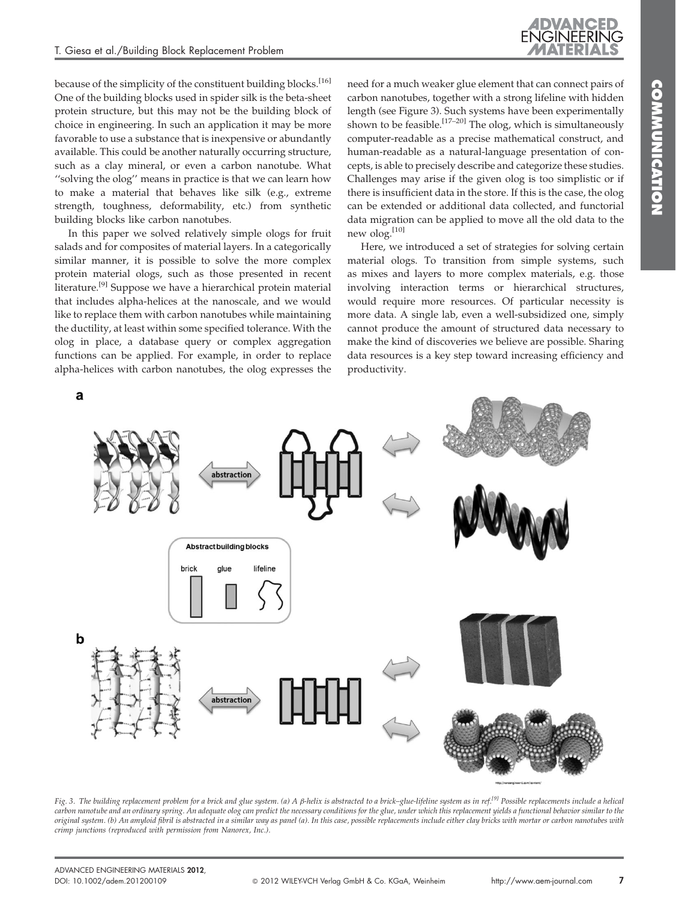because of the simplicity of the constituent building blocks.[16] One of the building blocks used in spider silk is the beta-sheet protein structure, but this may not be the building block of choice in engineering. In such an application it may be more favorable to use a substance that is inexpensive or abundantly available. This could be another naturally occurring structure, such as a clay mineral, or even a carbon nanotube. What ''solving the olog'' means in practice is that we can learn how to make a material that behaves like silk (e.g., extreme strength, toughness, deformability, etc.) from synthetic building blocks like carbon nanotubes.

In this paper we solved relatively simple ologs for fruit salads and for composites of material layers. In a categorically similar manner, it is possible to solve the more complex protein material ologs, such as those presented in recent literature.[9] Suppose we have a hierarchical protein material that includes alpha-helices at the nanoscale, and we would like to replace them with carbon nanotubes while maintaining the ductility, at least within some specified tolerance. With the olog in place, a database query or complex aggregation functions can be applied. For example, in order to replace alpha-helices with carbon nanotubes, the olog expresses the need for a much weaker glue element that can connect pairs of carbon nanotubes, together with a strong lifeline with hidden length (see Figure 3). Such systems have been experimentally shown to be feasible.[17–20] The olog, which is simultaneously computer-readable as a precise mathematical construct, and human-readable as a natural-language presentation of concepts, is able to precisely describe and categorize these studies. Challenges may arise if the given olog is too simplistic or if there is insufficient data in the store. If this is the case, the olog can be extended or additional data collected, and functorial data migration can be applied to move all the old data to the new olog.[10]

Here, we introduced a set of strategies for solving certain material ologs. To transition from simple systems, such as mixes and layers to more complex materials, e.g. those involving interaction terms or hierarchical structures, would require more resources. Of particular necessity is more data. A single lab, even a well-subsidized one, simply cannot produce the amount of structured data necessary to make the kind of discoveries we believe are possible. Sharing data resources is a key step toward increasing efficiency and productivity.

Fig. 3. The building replacement problem for a brick and glue system. (a) A β-helix is abstracted to a brick–glue-lifeline system as in ref.[9] Possible replacements include a helical carbon nanotube and an ordinary spring. An adequate olog can predict the necessary conditions for the glue, under which this replacement yields a functional behavior similar to the original system. (b) An amyloid fibril is abstracted in a similar way as panel (a). In this case, possible replacements include either clay bricks with mortar or carbon nanotubes with crimp junctions (reproduced with permission from Nanorex, Inc.).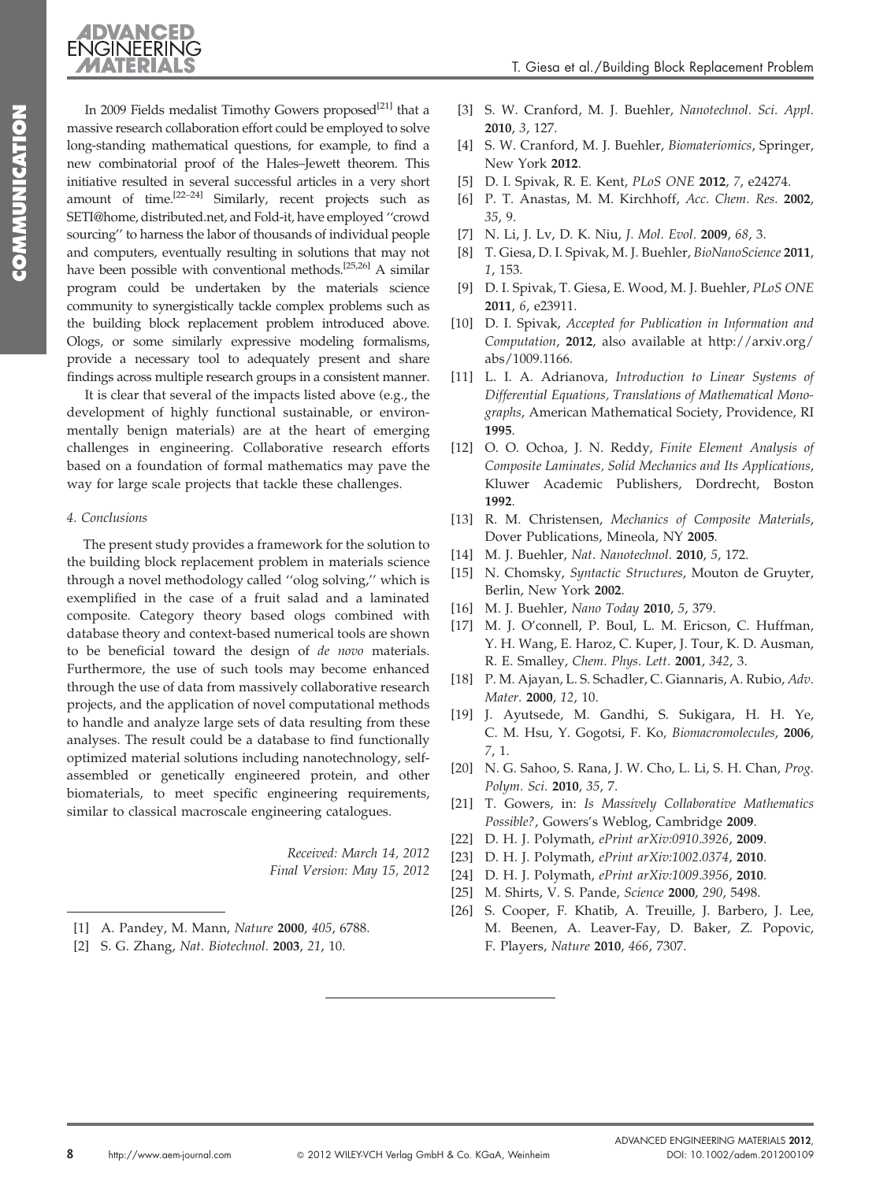In 2009 Fields medalist Timothy Gowers proposed[21] that a massive research collaboration effort could be employed to solve long-standing mathematical questions, for example, to find a new combinatorial proof of the Hales–Jewett theorem. This initiative resulted in several successful articles in a very short amount of time.[22–24] Similarly, recent projects such as SETI@home, distributed.net, and Fold-it, have employed ''crowd sourcing'' to harness the labor of thousands of individual people and computers, eventually resulting in solutions that may not have been possible with conventional methods.[25,26] A similar program could be undertaken by the materials science community to synergistically tackle complex problems such as the building block replacement problem introduced above. Ologs, or some similarly expressive modeling formalisms, provide a necessary tool to adequately present and share findings across multiple research groups in a consistent manner.

It is clear that several of the impacts listed above (e.g., the development of highly functional sustainable, or environmentally benign materials) are at the heart of emerging challenges in engineering. Collaborative research efforts based on a foundation of formal mathematics may pave the way for large scale projects that tackle these challenges.

### *4. Conclusions*

The present study provides a framework for the solution to the building block replacement problem in materials science through a novel methodology called ''olog solving,'' which is exemplified in the case of a fruit salad and a laminated composite. Category theory based ologs combined with database theory and context-based numerical tools are shown to be beneficial toward the design of *de novo* materials. Furthermore, the use of such tools may become enhanced through the use of data from massively collaborative research projects, and the application of novel computational methods to handle and analyze large sets of data resulting from these analyses. The result could be a database to find functionally optimized material solutions including nanotechnology, self-assembled or genetically engineered protein, and other biomaterials, to meet specific engineering requirements, similar to classical macroscale engineering catalogues.

*Received: March 14, 2012*
*Final Version: May 15, 2012*

[1] A. Pandey, M. Mann, *Nature* **2000**, *405*, 6788.
[2] S. G. Zhang, *Nat. Biotechnol.* **2003**, *21*, 10.
[3] S. W. Cranford, M. J. Buehler, *Nanotechnol. Sci. Appl.* **2010**, *3*, 127.
[4] S. W. Cranford, M. J. Buehler, *Biomateriomics*, Springer, New York **2012**.
[5] D. I. Spivak, R. E. Kent, *PLoS ONE* **2012**, *7*, e24274.
[6] P. T. Anastas, M. M. Kirchhoff, *Acc. Chem. Res.* **2002**, *35*, 9.
[7] N. Li, J. Lv, D. K. Niu, *J. Mol. Evol.* **2009**, *68*, 3.
[8] T. Giesa, D. I. Spivak, M. J. Buehler, *BioNanoScience* **2011**, *1*, 153.
[9] D. I. Spivak, T. Giesa, E. Wood, M. J. Buehler, *PLoS ONE* **2011**, *6*, e23911.
[10] D. I. Spivak, *Accepted for Publication in Information and Computation*, **2012**, also available at http://arxiv.org/abs/1009.1166.
[11] L. I. A. Adrianova, *Introduction to Linear Systems of Differential Equations, Translations of Mathematical Monographs*, American Mathematical Society, Providence, RI **1995**.
[12] O. O. Ochoa, J. N. Reddy, *Finite Element Analysis of Composite Laminates, Solid Mechanics and Its Applications*, Kluwer Academic Publishers, Dordrecht, Boston **1992**.
[13] R. M. Christensen, *Mechanics of Composite Materials*, Dover Publications, Mineola, NY **2005**.
[14] M. J. Buehler, *Nat. Nanotechnol.* **2010**, *5*, 172.
[15] N. Chomsky, *Syntactic Structures*, Mouton de Gruyter, Berlin, New York **2002**.
[16] M. J. Buehler, *Nano Today* **2010**, *5*, 379.
[17] M. J. O'connell, P. Boul, L. M. Ericson, C. Huffman, Y. H. Wang, E. Haroz, C. Kuper, J. Tour, K. D. Ausman, R. E. Smalley, *Chem. Phys. Lett.* **2001**, *342*, 3.
[18] P. M. Ajayan, L. S. Schadler, C. Giannaris, A. Rubio, *Adv. Mater.* **2000**, *12*, 10.
[19] J. Ayutsede, M. Gandhi, S. Sukigara, H. H. Ye, C. M. Hsu, Y. Gogotsi, F. Ko, *Biomacromolecules*, **2006**, *7*, 1.
[20] N. G. Sahoo, S. Rana, J. W. Cho, L. Li, S. H. Chan, *Prog. Polym. Sci.* **2010**, *35*, 7.
[21] T. Gowers, in: *Is Massively Collaborative Mathematics Possible?*, Gowers's Weblog, Cambridge **2009**.
[22] D. H. J. Polymath, *ePrint arXiv:0910.3926*, **2009**.
[23] D. H. J. Polymath, *ePrint arXiv:1002.0374*, **2010**.
[24] D. H. J. Polymath, *ePrint arXiv:1009.3956*, **2010**.
[25] M. Shirts, V. S. Pande, *Science* **2000**, *290*, 5498.
[26] S. Cooper, F. Khatib, A. Treuille, J. Barbero, J. Lee, M. Beenen, A. Leaver-Fay, D. Baker, Z. Popovic, F. Players, *Nature* **2010**, *466*, 7307.